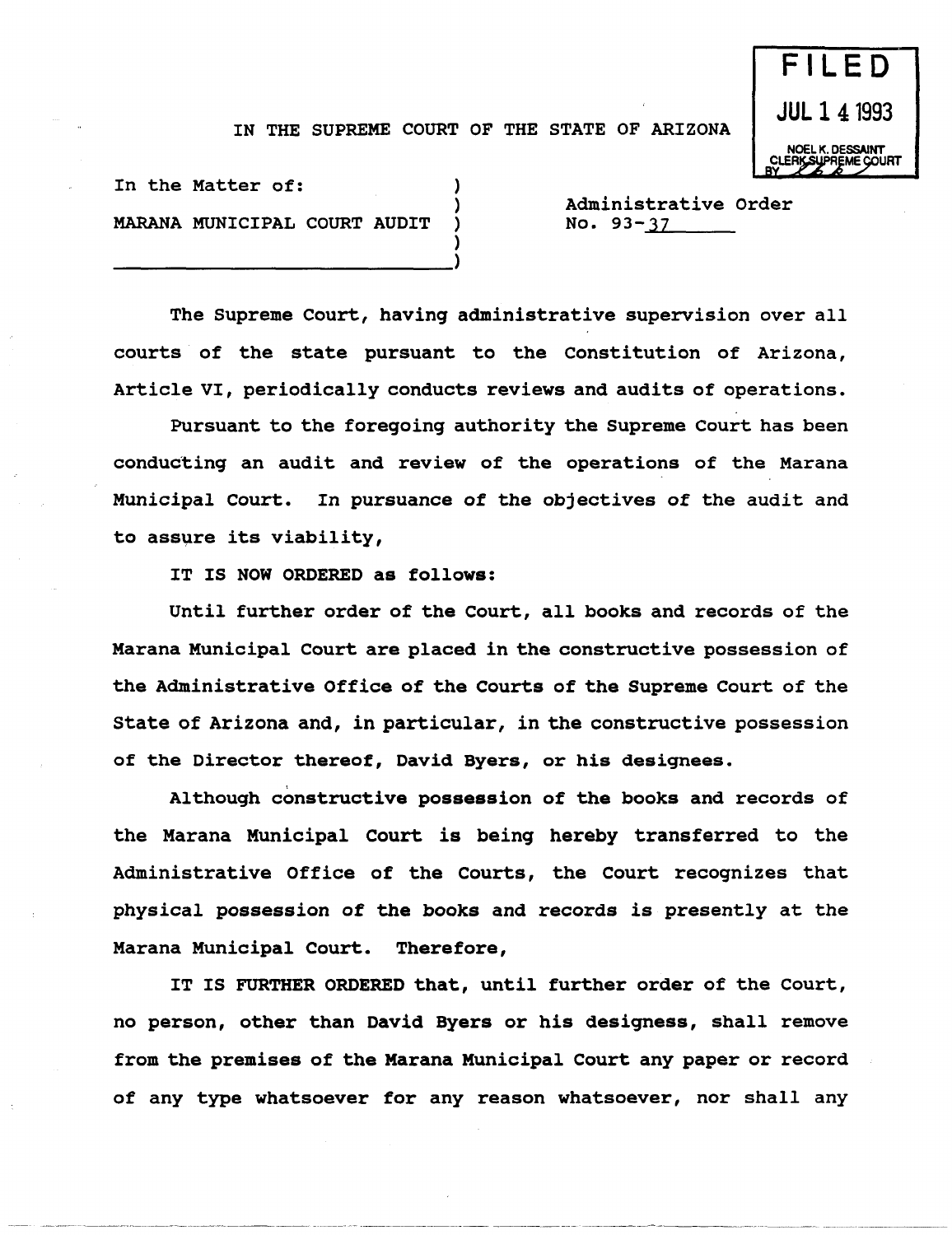FILED

JUL 14 1993

NOEL K. DESSAINT
CLERK SUPREME COURT
BY

IN THE SUPREME COURT OF THE STATE OF ARIZONA

In the Matter of:

MARANA MUNICIPAL COURT AUDIT

Administrative Order
No. 93-37

The Supreme Court, having administrative supervision over all courts of the state pursuant to the Constitution of Arizona, Article VI, periodically conducts reviews and audits of operations.

Pursuant to the foregoing authority the Supreme Court has been conducting an audit and review of the operations of the Marana Municipal Court. In pursuance of the objectives of the audit and to assure its viability,

**IT IS NOW ORDERED as follows:**

Until further order of the Court, all books and records of the Marana Municipal Court are placed in the constructive possession of the Administrative Office of the Courts of the Supreme Court of the State of Arizona and, in particular, in the constructive possession of the Director thereof, David Byers, or his designees.

Although constructive possession of the books and records of the Marana Municipal Court is being hereby transferred to the Administrative Office of the Courts, the Court recognizes that physical possession of the books and records is presently at the Marana Municipal Court. Therefore,

**IT IS FURTHER ORDERED** that, until further order of the Court, no person, other than David Byers or his designess, shall remove from the premises of the Marana Municipal Court any paper or record of any type whatsoever for any reason whatsoever, nor shall any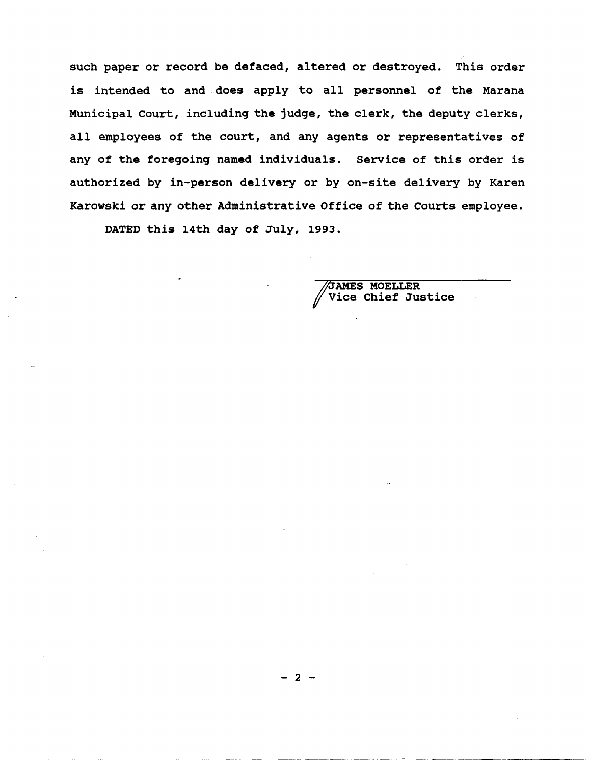such paper or record be defaced, altered or destroyed. This order is intended to and does apply to all personnel of the Marana Municipal Court, including the judge, the clerk, the deputy clerks, all employees of the court, and any agents or representatives of any of the foregoing named individuals. Service of this order is authorized by in-person delivery or by on-site delivery by Karen Karowski or any other Administrative Office of the Courts employee.

DATED this 14th day of July, 1993.

JAMES MOELLER
Vice Chief Justice